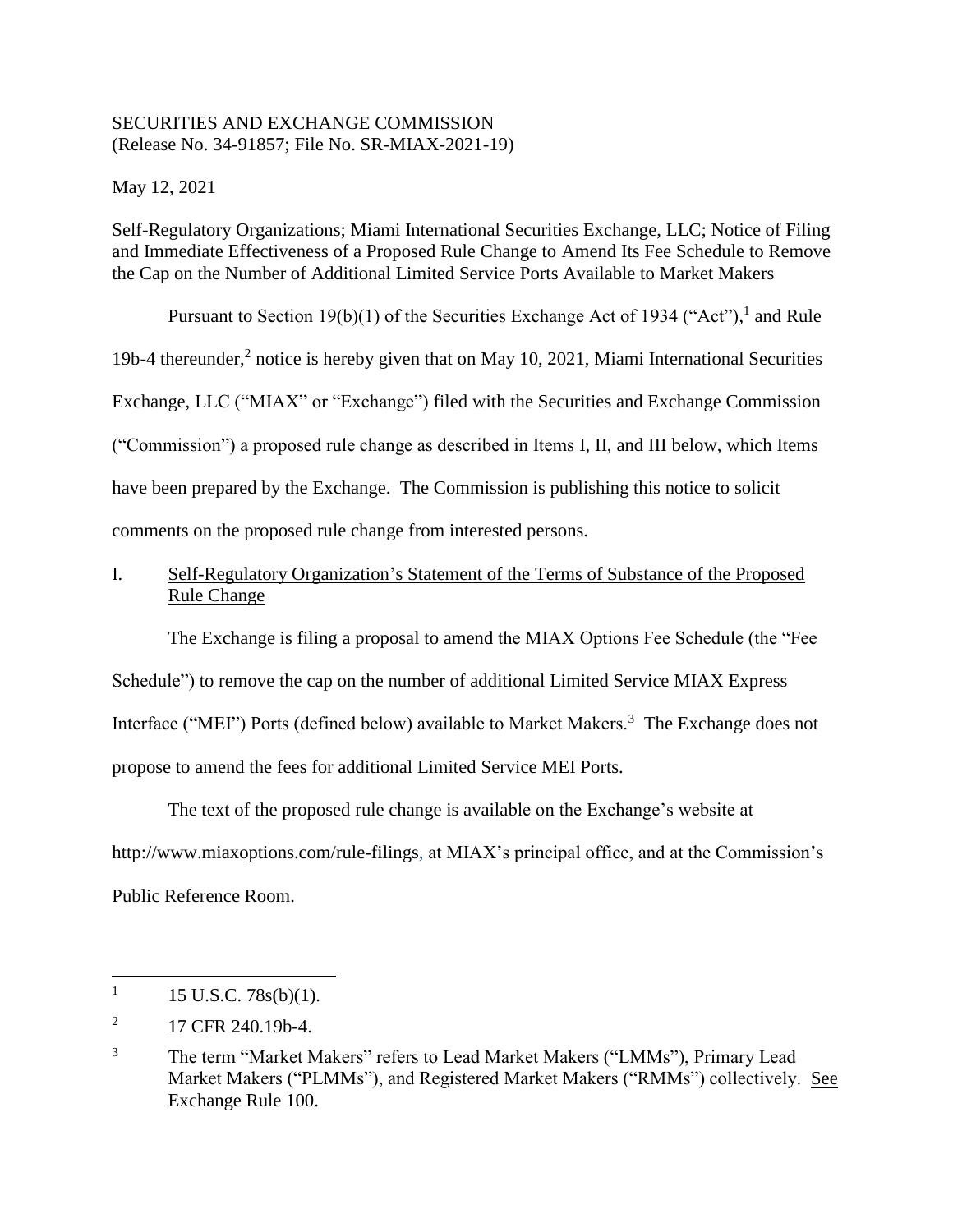SECURITIES AND EXCHANGE COMMISSION
(Release No. 34-91857; File No. SR-MIAX-2021-19)

May 12, 2021

Self-Regulatory Organizations; Miami International Securities Exchange, LLC; Notice of Filing and Immediate Effectiveness of a Proposed Rule Change to Amend Its Fee Schedule to Remove the Cap on the Number of Additional Limited Service Ports Available to Market Makers

Pursuant to Section 19(b)(1) of the Securities Exchange Act of 1934 ("Act"),[1] and Rule 19b-4 thereunder,[2] notice is hereby given that on May 10, 2021, Miami International Securities Exchange, LLC ("MIAX" or "Exchange") filed with the Securities and Exchange Commission ("Commission") a proposed rule change as described in Items I, II, and III below, which Items have been prepared by the Exchange. The Commission is publishing this notice to solicit comments on the proposed rule change from interested persons.

I. Self-Regulatory Organization's Statement of the Terms of Substance of the Proposed Rule Change

The Exchange is filing a proposal to amend the MIAX Options Fee Schedule (the "Fee Schedule") to remove the cap on the number of additional Limited Service MIAX Express Interface ("MEI") Ports (defined below) available to Market Makers.[3] The Exchange does not propose to amend the fees for additional Limited Service MEI Ports.

The text of the proposed rule change is available on the Exchange's website at http://www.miaxoptions.com/rule-filings, at MIAX's principal office, and at the Commission's Public Reference Room.

---

[1] 15 U.S.C. 78s(b)(1).

[2] 17 CFR 240.19b-4.

[3] The term "Market Makers" refers to Lead Market Makers ("LMMs"), Primary Lead Market Makers ("PLMMs"), and Registered Market Makers ("RMMs") collectively. See Exchange Rule 100.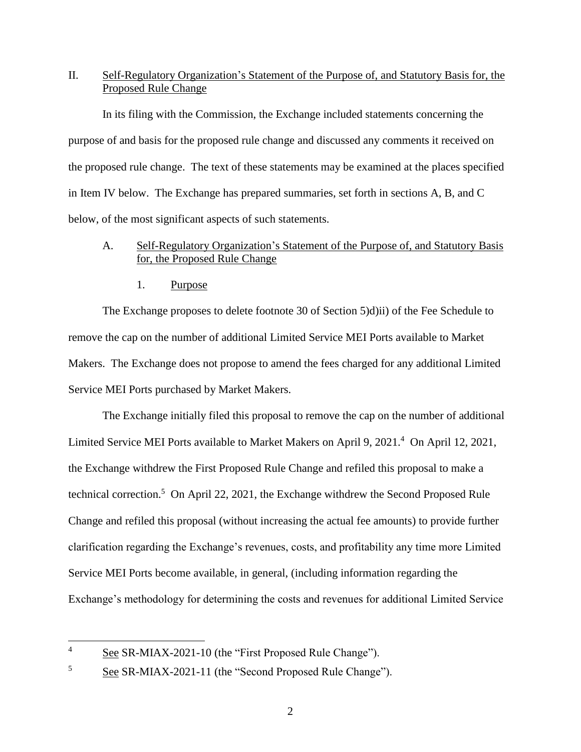## II. Self-Regulatory Organization's Statement of the Purpose of, and Statutory Basis for, the Proposed Rule Change

In its filing with the Commission, the Exchange included statements concerning the purpose of and basis for the proposed rule change and discussed any comments it received on the proposed rule change. The text of these statements may be examined at the places specified in Item IV below. The Exchange has prepared summaries, set forth in sections A, B, and C below, of the most significant aspects of such statements.

### A. Self-Regulatory Organization's Statement of the Purpose of, and Statutory Basis for, the Proposed Rule Change

#### 1. Purpose

The Exchange proposes to delete footnote 30 of Section 5)d)ii) of the Fee Schedule to remove the cap on the number of additional Limited Service MEI Ports available to Market Makers. The Exchange does not propose to amend the fees charged for any additional Limited Service MEI Ports purchased by Market Makers.

The Exchange initially filed this proposal to remove the cap on the number of additional Limited Service MEI Ports available to Market Makers on April 9, 2021.[4] On April 12, 2021, the Exchange withdrew the First Proposed Rule Change and refiled this proposal to make a technical correction.[5] On April 22, 2021, the Exchange withdrew the Second Proposed Rule Change and refiled this proposal (without increasing the actual fee amounts) to provide further clarification regarding the Exchange's revenues, costs, and profitability any time more Limited Service MEI Ports become available, in general, (including information regarding the Exchange's methodology for determining the costs and revenues for additional Limited Service

---

[4] See SR-MIAX-2021-10 (the "First Proposed Rule Change").

[5] See SR-MIAX-2021-11 (the "Second Proposed Rule Change").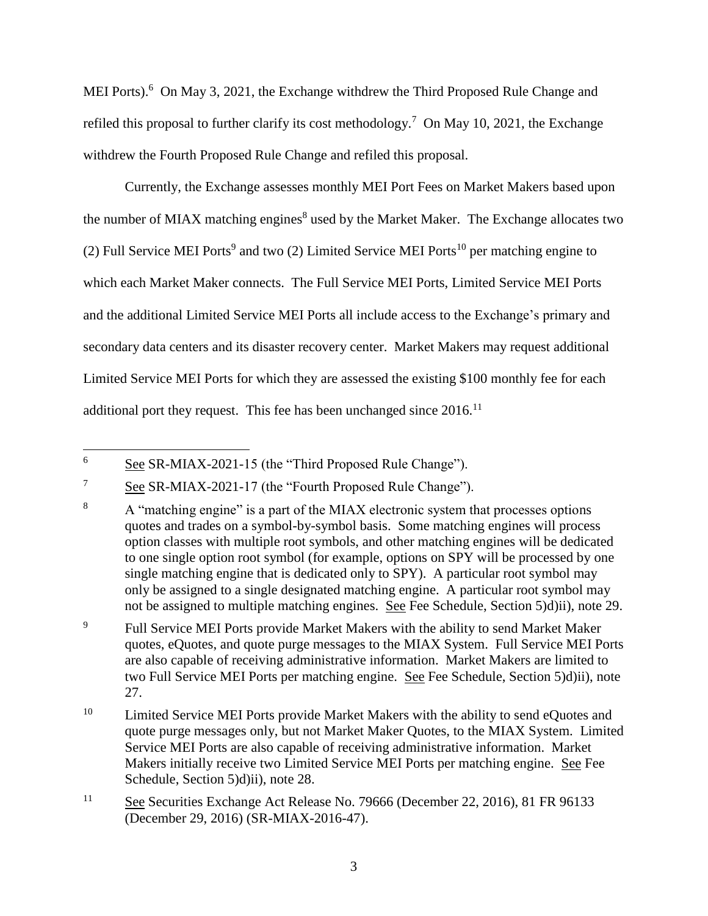MEI Ports).[6] On May 3, 2021, the Exchange withdrew the Third Proposed Rule Change and refiled this proposal to further clarify its cost methodology.[7] On May 10, 2021, the Exchange withdrew the Fourth Proposed Rule Change and refiled this proposal.

Currently, the Exchange assesses monthly MEI Port Fees on Market Makers based upon the number of MIAX matching engines[8] used by the Market Maker. The Exchange allocates two (2) Full Service MEI Ports[9] and two (2) Limited Service MEI Ports[10] per matching engine to which each Market Maker connects. The Full Service MEI Ports, Limited Service MEI Ports and the additional Limited Service MEI Ports all include access to the Exchange's primary and secondary data centers and its disaster recovery center. Market Makers may request additional Limited Service MEI Ports for which they are assessed the existing $100 monthly fee for each additional port they request. This fee has been unchanged since 2016.[11]

---

[6] See SR-MIAX-2021-15 (the "Third Proposed Rule Change").

[7] See SR-MIAX-2021-17 (the "Fourth Proposed Rule Change").

[8] A "matching engine" is a part of the MIAX electronic system that processes options quotes and trades on a symbol-by-symbol basis. Some matching engines will process option classes with multiple root symbols, and other matching engines will be dedicated to one single option root symbol (for example, options on SPY will be processed by one single matching engine that is dedicated only to SPY). A particular root symbol may only be assigned to a single designated matching engine. A particular root symbol may not be assigned to multiple matching engines. See Fee Schedule, Section 5)d)ii), note 29.

[9] Full Service MEI Ports provide Market Makers with the ability to send Market Maker quotes, eQuotes, and quote purge messages to the MIAX System. Full Service MEI Ports are also capable of receiving administrative information. Market Makers are limited to two Full Service MEI Ports per matching engine. See Fee Schedule, Section 5)d)ii), note 27.

[10] Limited Service MEI Ports provide Market Makers with the ability to send eQuotes and quote purge messages only, but not Market Maker Quotes, to the MIAX System. Limited Service MEI Ports are also capable of receiving administrative information. Market Makers initially receive two Limited Service MEI Ports per matching engine. See Fee Schedule, Section 5)d)ii), note 28.

[11] See Securities Exchange Act Release No. 79666 (December 22, 2016), 81 FR 96133 (December 29, 2016) (SR-MIAX-2016-47).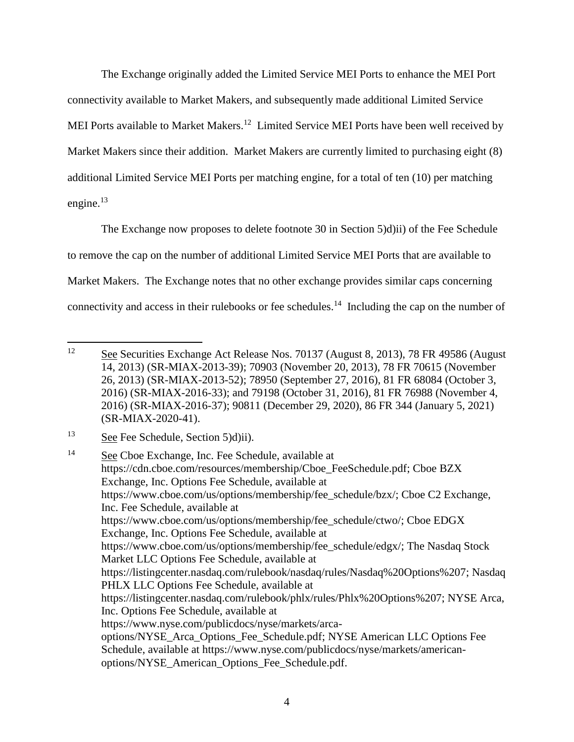The Exchange originally added the Limited Service MEI Ports to enhance the MEI Port connectivity available to Market Makers, and subsequently made additional Limited Service MEI Ports available to Market Makers.[12] Limited Service MEI Ports have been well received by Market Makers since their addition. Market Makers are currently limited to purchasing eight (8) additional Limited Service MEI Ports per matching engine, for a total of ten (10) per matching engine.[13]

The Exchange now proposes to delete footnote 30 in Section 5)d)ii) of the Fee Schedule to remove the cap on the number of additional Limited Service MEI Ports that are available to Market Makers. The Exchange notes that no other exchange provides similar caps concerning connectivity and access in their rulebooks or fee schedules.[14] Including the cap on the number of

---

[12] See Securities Exchange Act Release Nos. 70137 (August 8, 2013), 78 FR 49586 (August 14, 2013) (SR-MIAX-2013-39); 70903 (November 20, 2013), 78 FR 70615 (November 26, 2013) (SR-MIAX-2013-52); 78950 (September 27, 2016), 81 FR 68084 (October 3, 2016) (SR-MIAX-2016-33); and 79198 (October 31, 2016), 81 FR 76988 (November 4, 2016) (SR-MIAX-2016-37); 90811 (December 29, 2020), 86 FR 344 (January 5, 2021) (SR-MIAX-2020-41).

[13] See Fee Schedule, Section 5)d)ii).

[14] See Cboe Exchange, Inc. Fee Schedule, available at https://cdn.cboe.com/resources/membership/Cboe_FeeSchedule.pdf; Cboe BZX Exchange, Inc. Options Fee Schedule, available at https://www.cboe.com/us/options/membership/fee_schedule/bzx/; Cboe C2 Exchange, Inc. Fee Schedule, available at https://www.cboe.com/us/options/membership/fee_schedule/ctwo/; Cboe EDGX Exchange, Inc. Options Fee Schedule, available at https://www.cboe.com/us/options/membership/fee_schedule/edgx/; The Nasdaq Stock Market LLC Options Fee Schedule, available at https://listingcenter.nasdaq.com/rulebook/nasdaq/rules/Nasdaq%20Options%207; Nasdaq PHLX LLC Options Fee Schedule, available at https://listingcenter.nasdaq.com/rulebook/phlx/rules/Phlx%20Options%207; NYSE Arca, Inc. Options Fee Schedule, available at https://www.nyse.com/publicdocs/nyse/markets/arca-options/NYSE_Arca_Options_Fee_Schedule.pdf; NYSE American LLC Options Fee Schedule, available at https://www.nyse.com/publicdocs/nyse/markets/american-options/NYSE_American_Options_Fee_Schedule.pdf.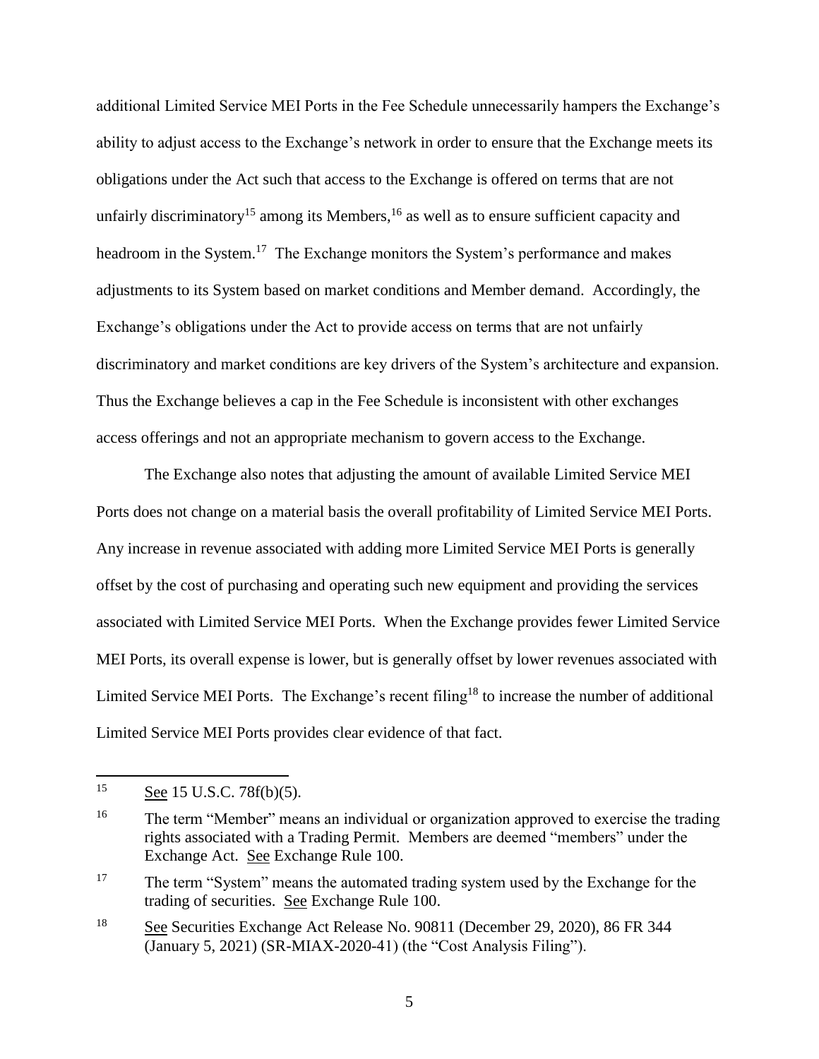additional Limited Service MEI Ports in the Fee Schedule unnecessarily hampers the Exchange's ability to adjust access to the Exchange's network in order to ensure that the Exchange meets its obligations under the Act such that access to the Exchange is offered on terms that are not unfairly discriminatory[15] among its Members,[16] as well as to ensure sufficient capacity and headroom in the System.[17] The Exchange monitors the System's performance and makes adjustments to its System based on market conditions and Member demand. Accordingly, the Exchange's obligations under the Act to provide access on terms that are not unfairly discriminatory and market conditions are key drivers of the System's architecture and expansion. Thus the Exchange believes a cap in the Fee Schedule is inconsistent with other exchanges access offerings and not an appropriate mechanism to govern access to the Exchange.

The Exchange also notes that adjusting the amount of available Limited Service MEI Ports does not change on a material basis the overall profitability of Limited Service MEI Ports. Any increase in revenue associated with adding more Limited Service MEI Ports is generally offset by the cost of purchasing and operating such new equipment and providing the services associated with Limited Service MEI Ports. When the Exchange provides fewer Limited Service MEI Ports, its overall expense is lower, but is generally offset by lower revenues associated with Limited Service MEI Ports. The Exchange's recent filing[18] to increase the number of additional Limited Service MEI Ports provides clear evidence of that fact.

---

[15] See 15 U.S.C. 78f(b)(5).

[16] The term "Member" means an individual or organization approved to exercise the trading rights associated with a Trading Permit. Members are deemed "members" under the Exchange Act. See Exchange Rule 100.

[17] The term "System" means the automated trading system used by the Exchange for the trading of securities. See Exchange Rule 100.

[18] See Securities Exchange Act Release No. 90811 (December 29, 2020), 86 FR 344 (January 5, 2021) (SR-MIAX-2020-41) (the "Cost Analysis Filing").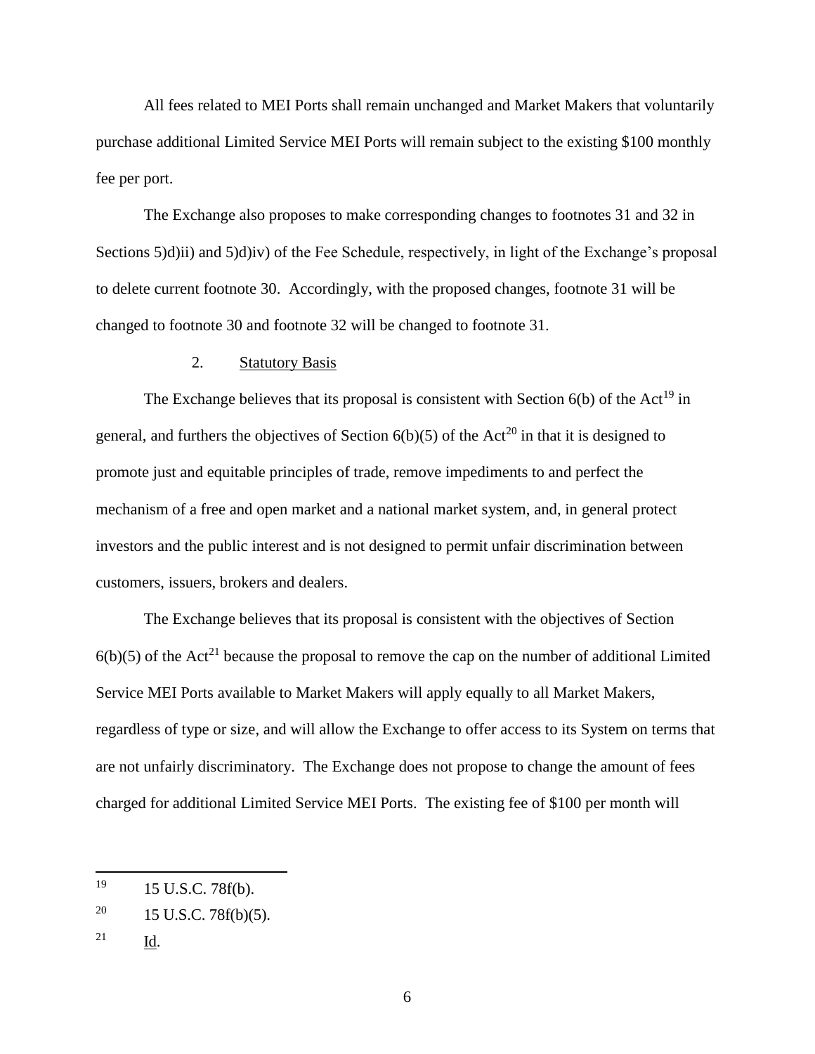All fees related to MEI Ports shall remain unchanged and Market Makers that voluntarily purchase additional Limited Service MEI Ports will remain subject to the existing $100 monthly fee per port.

The Exchange also proposes to make corresponding changes to footnotes 31 and 32 in Sections 5)d)ii) and 5)d)iv) of the Fee Schedule, respectively, in light of the Exchange's proposal to delete current footnote 30. Accordingly, with the proposed changes, footnote 31 will be changed to footnote 30 and footnote 32 will be changed to footnote 31.

### 2. Statutory Basis

The Exchange believes that its proposal is consistent with Section 6(b) of the Act[19] in general, and furthers the objectives of Section 6(b)(5) of the Act[20] in that it is designed to promote just and equitable principles of trade, remove impediments to and perfect the mechanism of a free and open market and a national market system, and, in general protect investors and the public interest and is not designed to permit unfair discrimination between customers, issuers, brokers and dealers.

The Exchange believes that its proposal is consistent with the objectives of Section 6(b)(5) of the Act[21] because the proposal to remove the cap on the number of additional Limited Service MEI Ports available to Market Makers will apply equally to all Market Makers, regardless of type or size, and will allow the Exchange to offer access to its System on terms that are not unfairly discriminatory. The Exchange does not propose to change the amount of fees charged for additional Limited Service MEI Ports. The existing fee of $100 per month will

---

[19] 15 U.S.C. 78f(b).

[20] 15 U.S.C. 78f(b)(5).

[21] Id.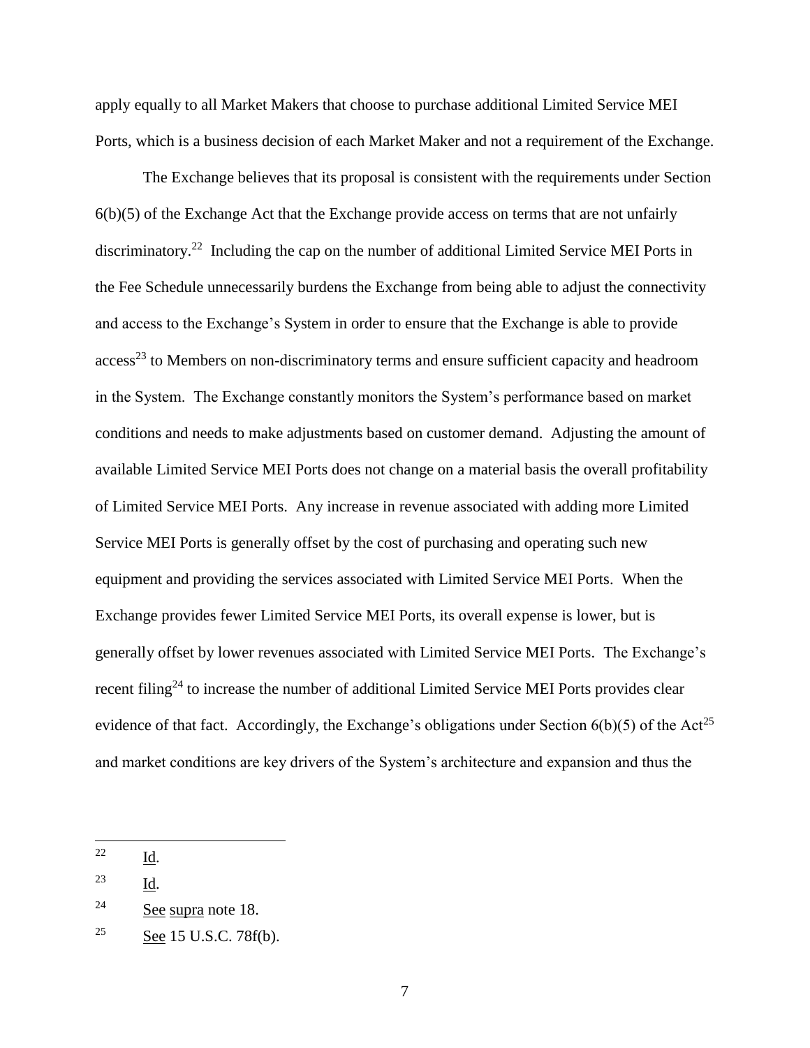apply equally to all Market Makers that choose to purchase additional Limited Service MEI Ports, which is a business decision of each Market Maker and not a requirement of the Exchange.

The Exchange believes that its proposal is consistent with the requirements under Section 6(b)(5) of the Exchange Act that the Exchange provide access on terms that are not unfairly discriminatory.[22] Including the cap on the number of additional Limited Service MEI Ports in the Fee Schedule unnecessarily burdens the Exchange from being able to adjust the connectivity and access to the Exchange's System in order to ensure that the Exchange is able to provide access[23] to Members on non-discriminatory terms and ensure sufficient capacity and headroom in the System. The Exchange constantly monitors the System's performance based on market conditions and needs to make adjustments based on customer demand. Adjusting the amount of available Limited Service MEI Ports does not change on a material basis the overall profitability of Limited Service MEI Ports. Any increase in revenue associated with adding more Limited Service MEI Ports is generally offset by the cost of purchasing and operating such new equipment and providing the services associated with Limited Service MEI Ports. When the Exchange provides fewer Limited Service MEI Ports, its overall expense is lower, but is generally offset by lower revenues associated with Limited Service MEI Ports. The Exchange's recent filing[24] to increase the number of additional Limited Service MEI Ports provides clear evidence of that fact. Accordingly, the Exchange's obligations under Section 6(b)(5) of the Act[25] and market conditions are key drivers of the System's architecture and expansion and thus the

---

[22] Id.

[23] Id.

[24] See supra note 18.

[25] See 15 U.S.C. 78f(b).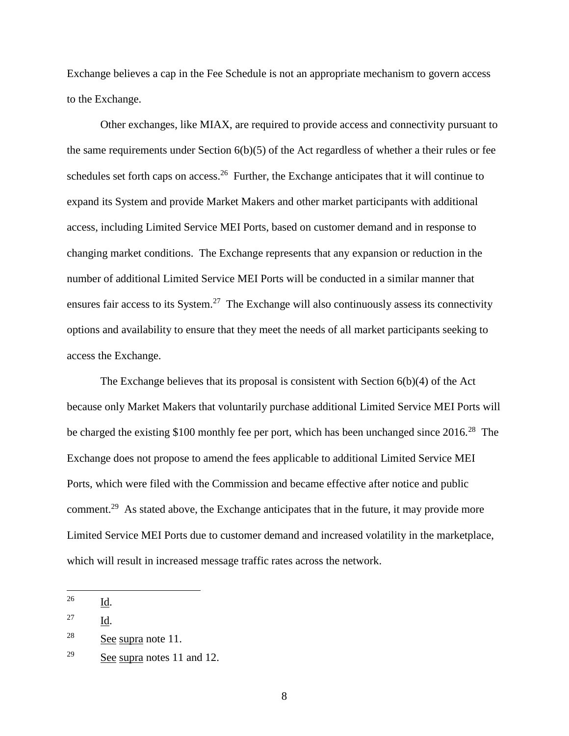Exchange believes a cap in the Fee Schedule is not an appropriate mechanism to govern access to the Exchange.

Other exchanges, like MIAX, are required to provide access and connectivity pursuant to the same requirements under Section 6(b)(5) of the Act regardless of whether a their rules or fee schedules set forth caps on access.[26] Further, the Exchange anticipates that it will continue to expand its System and provide Market Makers and other market participants with additional access, including Limited Service MEI Ports, based on customer demand and in response to changing market conditions. The Exchange represents that any expansion or reduction in the number of additional Limited Service MEI Ports will be conducted in a similar manner that ensures fair access to its System.[27] The Exchange will also continuously assess its connectivity options and availability to ensure that they meet the needs of all market participants seeking to access the Exchange.

The Exchange believes that its proposal is consistent with Section 6(b)(4) of the Act because only Market Makers that voluntarily purchase additional Limited Service MEI Ports will be charged the existing $100 monthly fee per port, which has been unchanged since 2016.[28] The Exchange does not propose to amend the fees applicable to additional Limited Service MEI Ports, which were filed with the Commission and became effective after notice and public comment.[29] As stated above, the Exchange anticipates that in the future, it may provide more Limited Service MEI Ports due to customer demand and increased volatility in the marketplace, which will result in increased message traffic rates across the network.

---

[26] Id.

[27] Id.

[28] See supra note 11.

[29] See supra notes 11 and 12.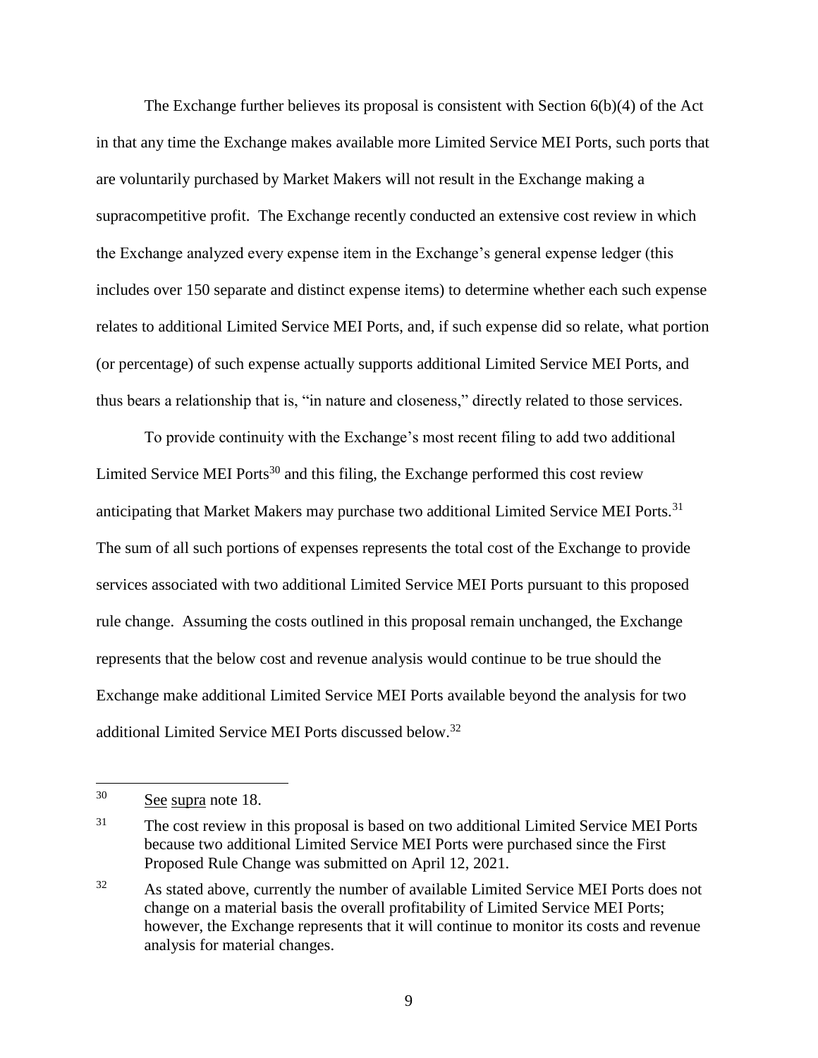The Exchange further believes its proposal is consistent with Section 6(b)(4) of the Act in that any time the Exchange makes available more Limited Service MEI Ports, such ports that are voluntarily purchased by Market Makers will not result in the Exchange making a supracompetitive profit. The Exchange recently conducted an extensive cost review in which the Exchange analyzed every expense item in the Exchange's general expense ledger (this includes over 150 separate and distinct expense items) to determine whether each such expense relates to additional Limited Service MEI Ports, and, if such expense did so relate, what portion (or percentage) of such expense actually supports additional Limited Service MEI Ports, and thus bears a relationship that is, "in nature and closeness," directly related to those services.

To provide continuity with the Exchange's most recent filing to add two additional Limited Service MEI Ports[30] and this filing, the Exchange performed this cost review anticipating that Market Makers may purchase two additional Limited Service MEI Ports.[31] The sum of all such portions of expenses represents the total cost of the Exchange to provide services associated with two additional Limited Service MEI Ports pursuant to this proposed rule change. Assuming the costs outlined in this proposal remain unchanged, the Exchange represents that the below cost and revenue analysis would continue to be true should the Exchange make additional Limited Service MEI Ports available beyond the analysis for two additional Limited Service MEI Ports discussed below.[32]

---

[30] See supra note 18.

[31] The cost review in this proposal is based on two additional Limited Service MEI Ports because two additional Limited Service MEI Ports were purchased since the First Proposed Rule Change was submitted on April 12, 2021.

[32] As stated above, currently the number of available Limited Service MEI Ports does not change on a material basis the overall profitability of Limited Service MEI Ports; however, the Exchange represents that it will continue to monitor its costs and revenue analysis for material changes.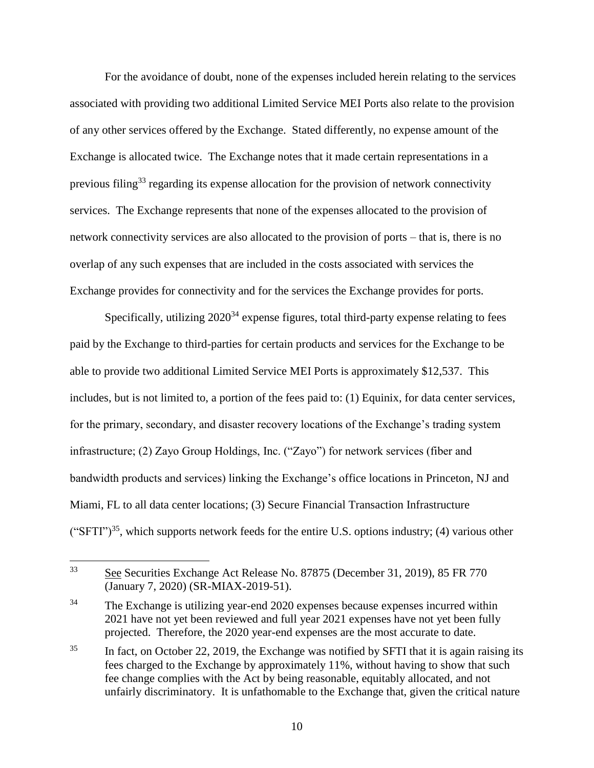For the avoidance of doubt, none of the expenses included herein relating to the services associated with providing two additional Limited Service MEI Ports also relate to the provision of any other services offered by the Exchange. Stated differently, no expense amount of the Exchange is allocated twice. The Exchange notes that it made certain representations in a previous filing[33] regarding its expense allocation for the provision of network connectivity services. The Exchange represents that none of the expenses allocated to the provision of network connectivity services are also allocated to the provision of ports – that is, there is no overlap of any such expenses that are included in the costs associated with services the Exchange provides for connectivity and for the services the Exchange provides for ports.

Specifically, utilizing 2020[34] expense figures, total third-party expense relating to fees paid by the Exchange to third-parties for certain products and services for the Exchange to be able to provide two additional Limited Service MEI Ports is approximately $12,537. This includes, but is not limited to, a portion of the fees paid to: (1) Equinix, for data center services, for the primary, secondary, and disaster recovery locations of the Exchange's trading system infrastructure; (2) Zayo Group Holdings, Inc. ("Zayo") for network services (fiber and bandwidth products and services) linking the Exchange's office locations in Princeton, NJ and Miami, FL to all data center locations; (3) Secure Financial Transaction Infrastructure ("SFTI")[35], which supports network feeds for the entire U.S. options industry; (4) various other

---

[33] See Securities Exchange Act Release No. 87875 (December 31, 2019), 85 FR 770 (January 7, 2020) (SR-MIAX-2019-51).

[34] The Exchange is utilizing year-end 2020 expenses because expenses incurred within 2021 have not yet been reviewed and full year 2021 expenses have not yet been fully projected. Therefore, the 2020 year-end expenses are the most accurate to date.

[35] In fact, on October 22, 2019, the Exchange was notified by SFTI that it is again raising its fees charged to the Exchange by approximately 11%, without having to show that such fee change complies with the Act by being reasonable, equitably allocated, and not unfairly discriminatory. It is unfathomable to the Exchange that, given the critical nature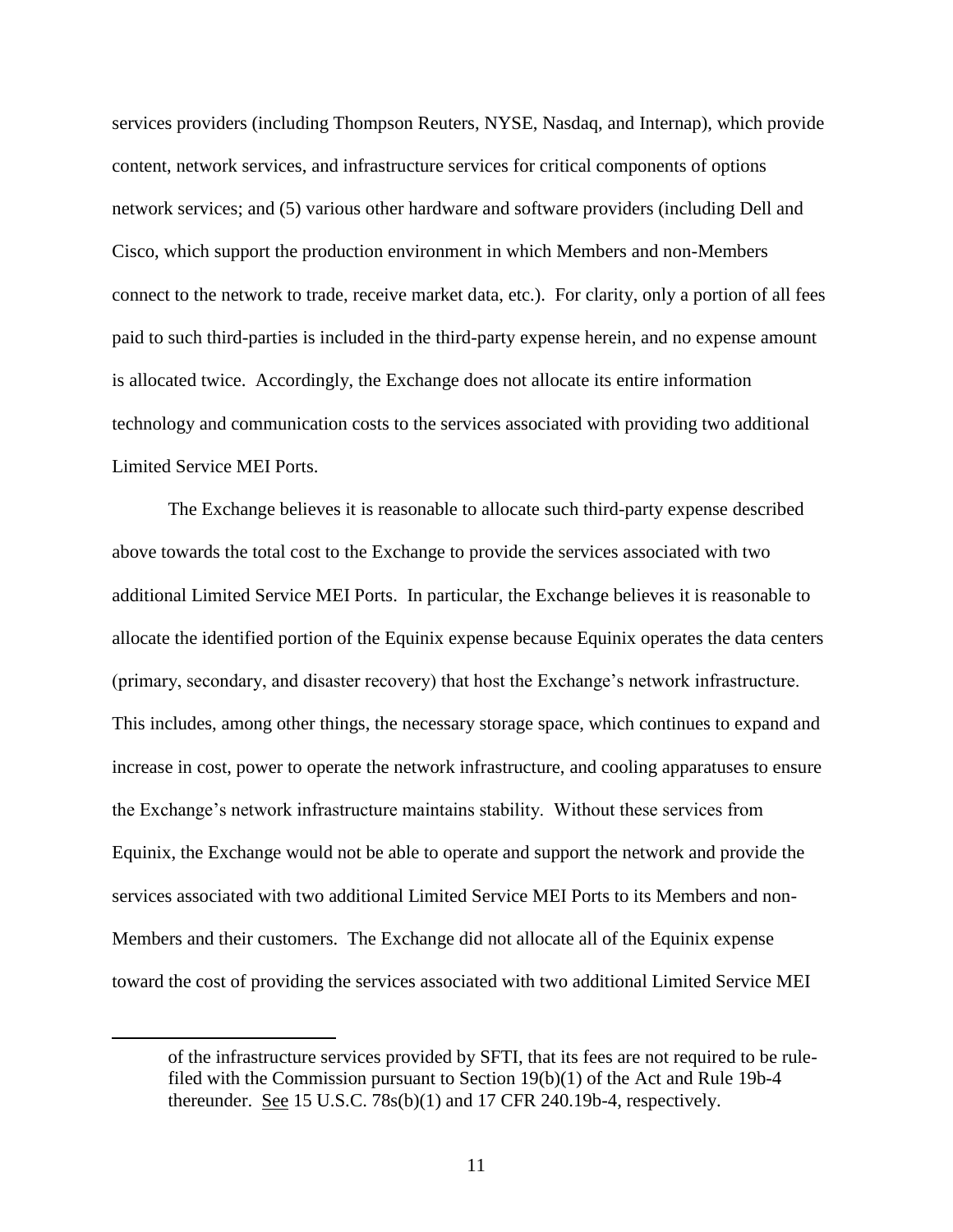services providers (including Thompson Reuters, NYSE, Nasdaq, and Internap), which provide content, network services, and infrastructure services for critical components of options network services; and (5) various other hardware and software providers (including Dell and Cisco, which support the production environment in which Members and non-Members connect to the network to trade, receive market data, etc.). For clarity, only a portion of all fees paid to such third-parties is included in the third-party expense herein, and no expense amount is allocated twice. Accordingly, the Exchange does not allocate its entire information technology and communication costs to the services associated with providing two additional Limited Service MEI Ports.

The Exchange believes it is reasonable to allocate such third-party expense described above towards the total cost to the Exchange to provide the services associated with two additional Limited Service MEI Ports. In particular, the Exchange believes it is reasonable to allocate the identified portion of the Equinix expense because Equinix operates the data centers (primary, secondary, and disaster recovery) that host the Exchange's network infrastructure. This includes, among other things, the necessary storage space, which continues to expand and increase in cost, power to operate the network infrastructure, and cooling apparatuses to ensure the Exchange's network infrastructure maintains stability. Without these services from Equinix, the Exchange would not be able to operate and support the network and provide the services associated with two additional Limited Service MEI Ports to its Members and non-Members and their customers. The Exchange did not allocate all of the Equinix expense toward the cost of providing the services associated with two additional Limited Service MEI

---

of the infrastructure services provided by SFTI, that its fees are not required to be rule-filed with the Commission pursuant to Section 19(b)(1) of the Act and Rule 19b-4 thereunder. See 15 U.S.C. 78s(b)(1) and 17 CFR 240.19b-4, respectively.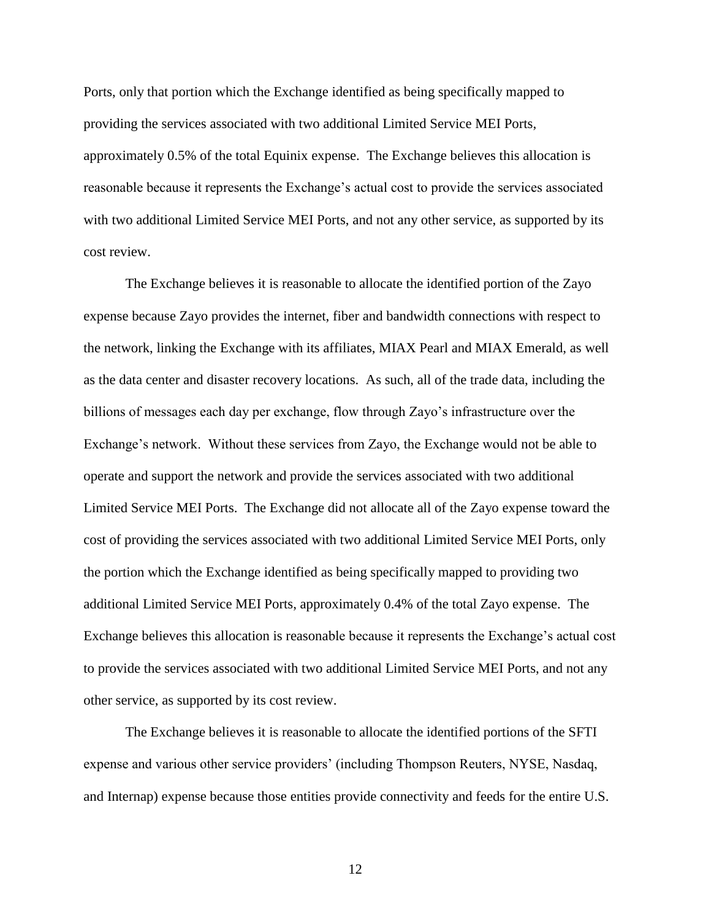Ports, only that portion which the Exchange identified as being specifically mapped to providing the services associated with two additional Limited Service MEI Ports, approximately 0.5% of the total Equinix expense. The Exchange believes this allocation is reasonable because it represents the Exchange's actual cost to provide the services associated with two additional Limited Service MEI Ports, and not any other service, as supported by its cost review.

The Exchange believes it is reasonable to allocate the identified portion of the Zayo expense because Zayo provides the internet, fiber and bandwidth connections with respect to the network, linking the Exchange with its affiliates, MIAX Pearl and MIAX Emerald, as well as the data center and disaster recovery locations. As such, all of the trade data, including the billions of messages each day per exchange, flow through Zayo's infrastructure over the Exchange's network. Without these services from Zayo, the Exchange would not be able to operate and support the network and provide the services associated with two additional Limited Service MEI Ports. The Exchange did not allocate all of the Zayo expense toward the cost of providing the services associated with two additional Limited Service MEI Ports, only the portion which the Exchange identified as being specifically mapped to providing two additional Limited Service MEI Ports, approximately 0.4% of the total Zayo expense. The Exchange believes this allocation is reasonable because it represents the Exchange's actual cost to provide the services associated with two additional Limited Service MEI Ports, and not any other service, as supported by its cost review.

The Exchange believes it is reasonable to allocate the identified portions of the SFTI expense and various other service providers' (including Thompson Reuters, NYSE, Nasdaq, and Internap) expense because those entities provide connectivity and feeds for the entire U.S.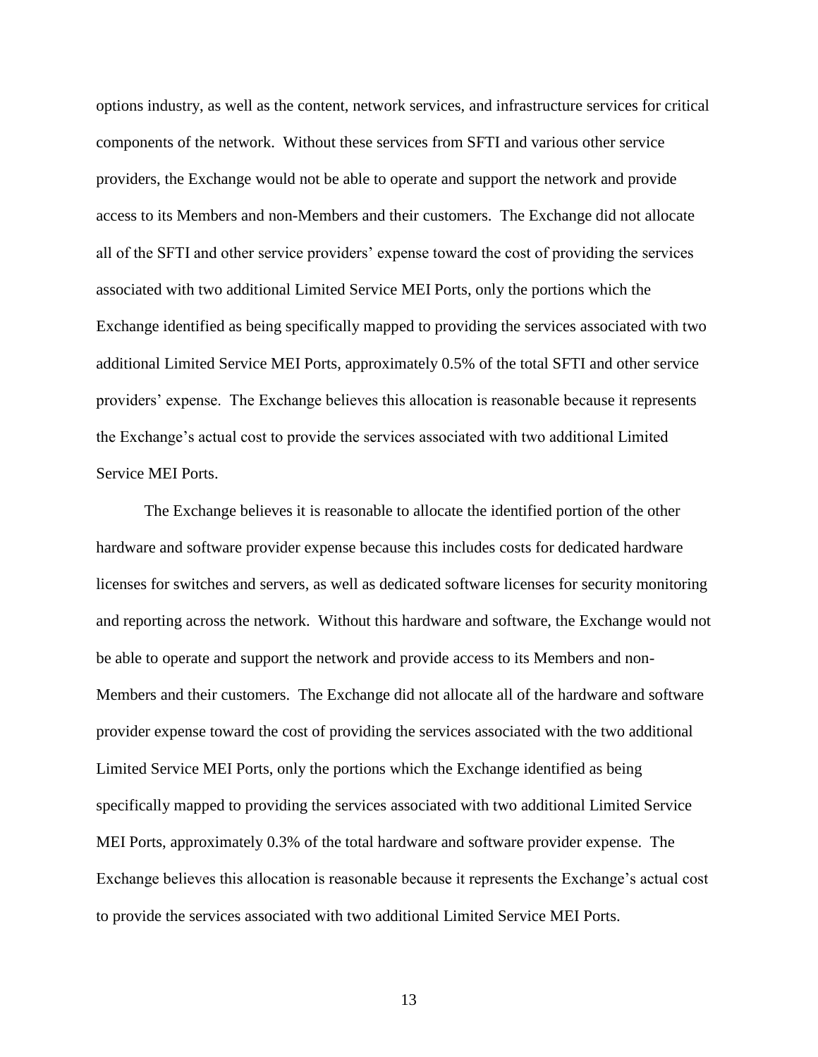options industry, as well as the content, network services, and infrastructure services for critical components of the network. Without these services from SFTI and various other service providers, the Exchange would not be able to operate and support the network and provide access to its Members and non-Members and their customers. The Exchange did not allocate all of the SFTI and other service providers' expense toward the cost of providing the services associated with two additional Limited Service MEI Ports, only the portions which the Exchange identified as being specifically mapped to providing the services associated with two additional Limited Service MEI Ports, approximately 0.5% of the total SFTI and other service providers' expense. The Exchange believes this allocation is reasonable because it represents the Exchange's actual cost to provide the services associated with two additional Limited Service MEI Ports.

The Exchange believes it is reasonable to allocate the identified portion of the other hardware and software provider expense because this includes costs for dedicated hardware licenses for switches and servers, as well as dedicated software licenses for security monitoring and reporting across the network. Without this hardware and software, the Exchange would not be able to operate and support the network and provide access to its Members and non-Members and their customers. The Exchange did not allocate all of the hardware and software provider expense toward the cost of providing the services associated with the two additional Limited Service MEI Ports, only the portions which the Exchange identified as being specifically mapped to providing the services associated with two additional Limited Service MEI Ports, approximately 0.3% of the total hardware and software provider expense. The Exchange believes this allocation is reasonable because it represents the Exchange's actual cost to provide the services associated with two additional Limited Service MEI Ports.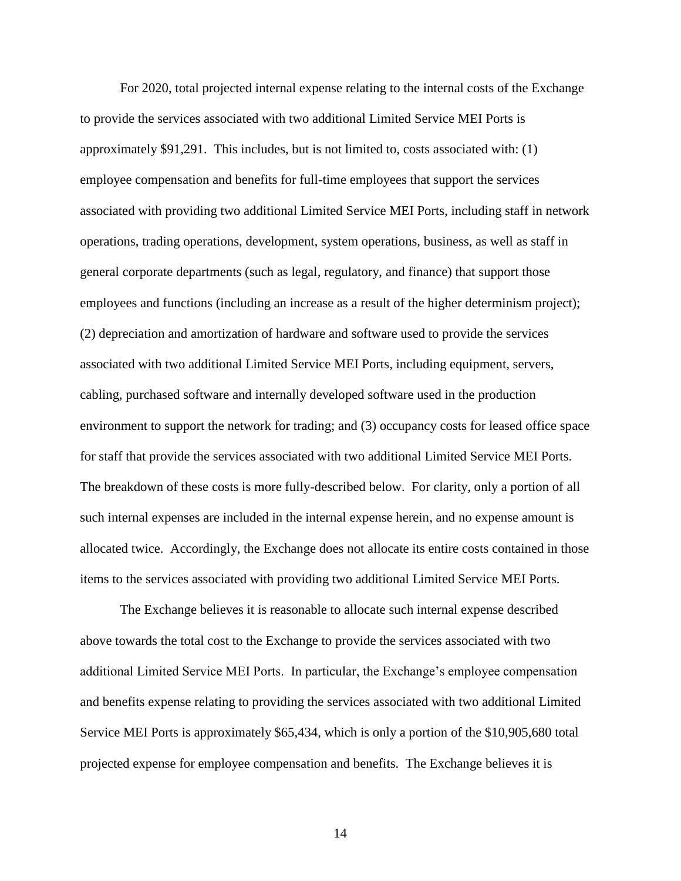For 2020, total projected internal expense relating to the internal costs of the Exchange to provide the services associated with two additional Limited Service MEI Ports is approximately $91,291. This includes, but is not limited to, costs associated with: (1) employee compensation and benefits for full-time employees that support the services associated with providing two additional Limited Service MEI Ports, including staff in network operations, trading operations, development, system operations, business, as well as staff in general corporate departments (such as legal, regulatory, and finance) that support those employees and functions (including an increase as a result of the higher determinism project); (2) depreciation and amortization of hardware and software used to provide the services associated with two additional Limited Service MEI Ports, including equipment, servers, cabling, purchased software and internally developed software used in the production environment to support the network for trading; and (3) occupancy costs for leased office space for staff that provide the services associated with two additional Limited Service MEI Ports. The breakdown of these costs is more fully-described below. For clarity, only a portion of all such internal expenses are included in the internal expense herein, and no expense amount is allocated twice. Accordingly, the Exchange does not allocate its entire costs contained in those items to the services associated with providing two additional Limited Service MEI Ports.

The Exchange believes it is reasonable to allocate such internal expense described above towards the total cost to the Exchange to provide the services associated with two additional Limited Service MEI Ports. In particular, the Exchange's employee compensation and benefits expense relating to providing the services associated with two additional Limited Service MEI Ports is approximately $65,434, which is only a portion of the $10,905,680 total projected expense for employee compensation and benefits. The Exchange believes it is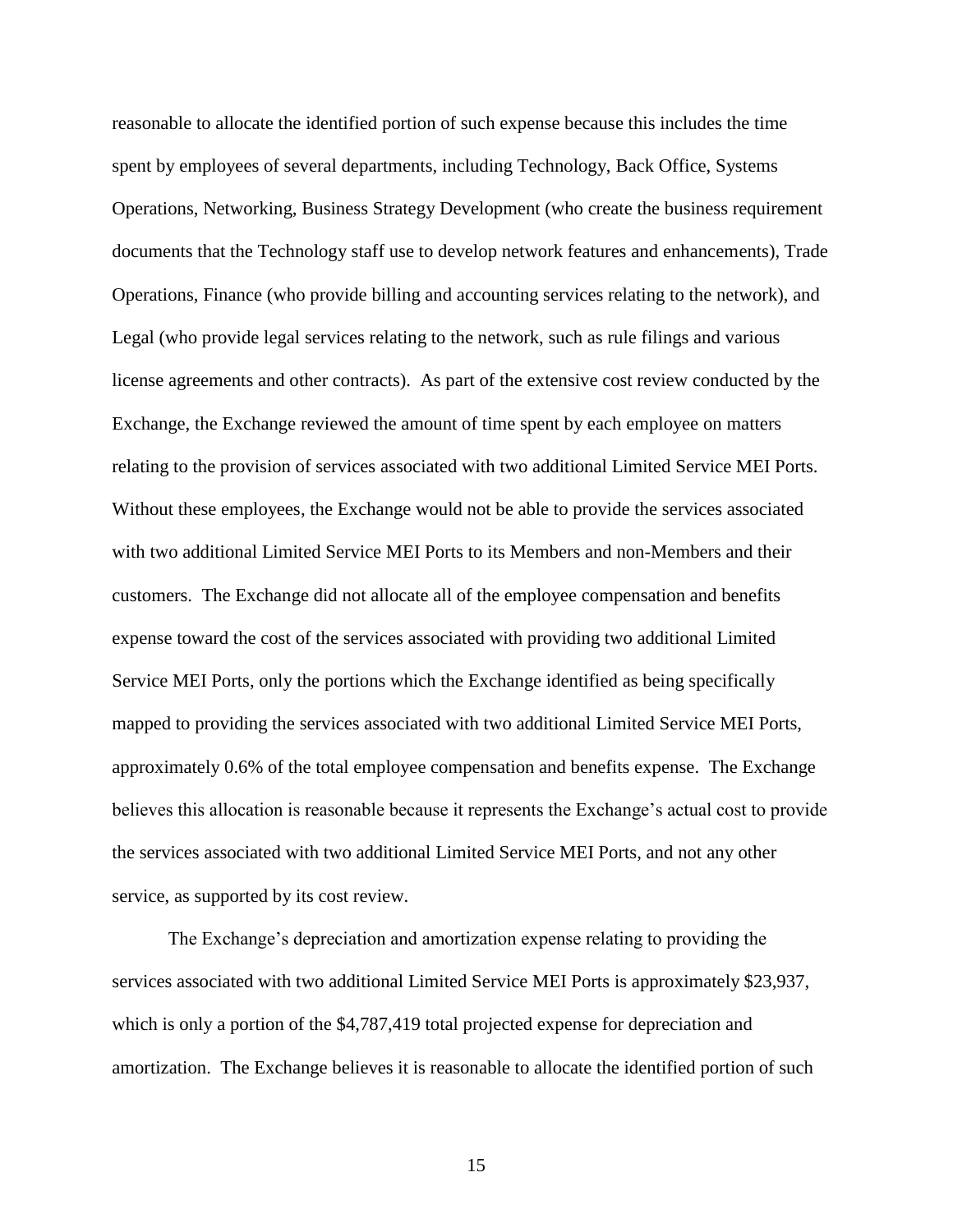reasonable to allocate the identified portion of such expense because this includes the time spent by employees of several departments, including Technology, Back Office, Systems Operations, Networking, Business Strategy Development (who create the business requirement documents that the Technology staff use to develop network features and enhancements), Trade Operations, Finance (who provide billing and accounting services relating to the network), and Legal (who provide legal services relating to the network, such as rule filings and various license agreements and other contracts). As part of the extensive cost review conducted by the Exchange, the Exchange reviewed the amount of time spent by each employee on matters relating to the provision of services associated with two additional Limited Service MEI Ports. Without these employees, the Exchange would not be able to provide the services associated with two additional Limited Service MEI Ports to its Members and non-Members and their customers. The Exchange did not allocate all of the employee compensation and benefits expense toward the cost of the services associated with providing two additional Limited Service MEI Ports, only the portions which the Exchange identified as being specifically mapped to providing the services associated with two additional Limited Service MEI Ports, approximately 0.6% of the total employee compensation and benefits expense. The Exchange believes this allocation is reasonable because it represents the Exchange's actual cost to provide the services associated with two additional Limited Service MEI Ports, and not any other service, as supported by its cost review.

The Exchange's depreciation and amortization expense relating to providing the services associated with two additional Limited Service MEI Ports is approximately $23,937, which is only a portion of the $4,787,419 total projected expense for depreciation and amortization. The Exchange believes it is reasonable to allocate the identified portion of such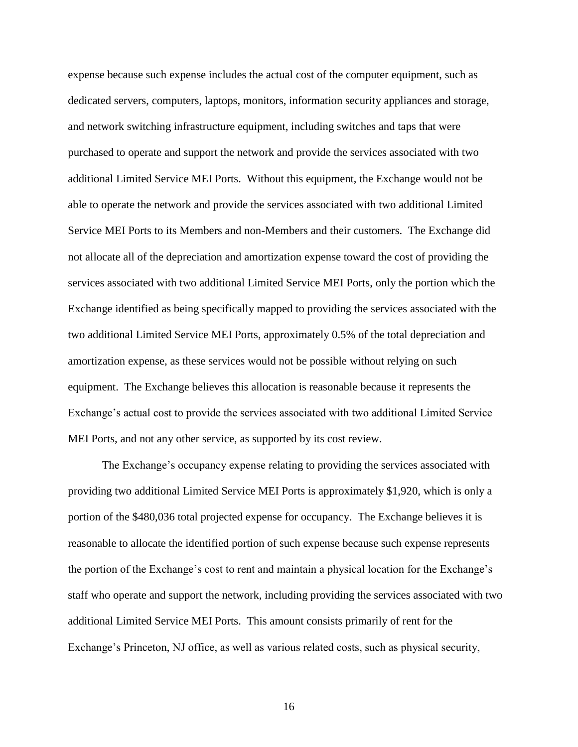expense because such expense includes the actual cost of the computer equipment, such as dedicated servers, computers, laptops, monitors, information security appliances and storage, and network switching infrastructure equipment, including switches and taps that were purchased to operate and support the network and provide the services associated with two additional Limited Service MEI Ports. Without this equipment, the Exchange would not be able to operate the network and provide the services associated with two additional Limited Service MEI Ports to its Members and non-Members and their customers. The Exchange did not allocate all of the depreciation and amortization expense toward the cost of providing the services associated with two additional Limited Service MEI Ports, only the portion which the Exchange identified as being specifically mapped to providing the services associated with the two additional Limited Service MEI Ports, approximately 0.5% of the total depreciation and amortization expense, as these services would not be possible without relying on such equipment. The Exchange believes this allocation is reasonable because it represents the Exchange's actual cost to provide the services associated with two additional Limited Service MEI Ports, and not any other service, as supported by its cost review.

The Exchange's occupancy expense relating to providing the services associated with providing two additional Limited Service MEI Ports is approximately $1,920, which is only a portion of the $480,036 total projected expense for occupancy. The Exchange believes it is reasonable to allocate the identified portion of such expense because such expense represents the portion of the Exchange's cost to rent and maintain a physical location for the Exchange's staff who operate and support the network, including providing the services associated with two additional Limited Service MEI Ports. This amount consists primarily of rent for the Exchange's Princeton, NJ office, as well as various related costs, such as physical security,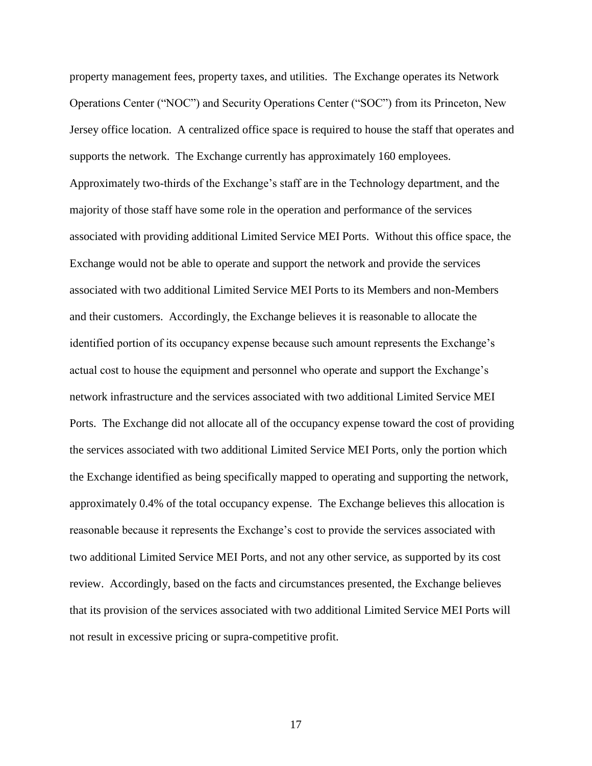property management fees, property taxes, and utilities. The Exchange operates its Network Operations Center ("NOC") and Security Operations Center ("SOC") from its Princeton, New Jersey office location. A centralized office space is required to house the staff that operates and supports the network. The Exchange currently has approximately 160 employees. Approximately two-thirds of the Exchange's staff are in the Technology department, and the majority of those staff have some role in the operation and performance of the services associated with providing additional Limited Service MEI Ports. Without this office space, the Exchange would not be able to operate and support the network and provide the services associated with two additional Limited Service MEI Ports to its Members and non-Members and their customers. Accordingly, the Exchange believes it is reasonable to allocate the identified portion of its occupancy expense because such amount represents the Exchange's actual cost to house the equipment and personnel who operate and support the Exchange's network infrastructure and the services associated with two additional Limited Service MEI Ports. The Exchange did not allocate all of the occupancy expense toward the cost of providing the services associated with two additional Limited Service MEI Ports, only the portion which the Exchange identified as being specifically mapped to operating and supporting the network, approximately 0.4% of the total occupancy expense. The Exchange believes this allocation is reasonable because it represents the Exchange's cost to provide the services associated with two additional Limited Service MEI Ports, and not any other service, as supported by its cost review. Accordingly, based on the facts and circumstances presented, the Exchange believes that its provision of the services associated with two additional Limited Service MEI Ports will not result in excessive pricing or supra-competitive profit.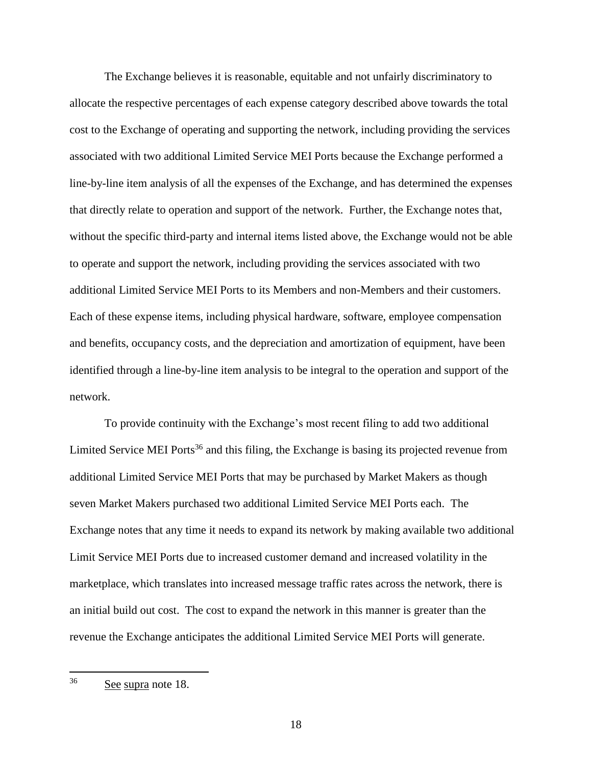The Exchange believes it is reasonable, equitable and not unfairly discriminatory to allocate the respective percentages of each expense category described above towards the total cost to the Exchange of operating and supporting the network, including providing the services associated with two additional Limited Service MEI Ports because the Exchange performed a line-by-line item analysis of all the expenses of the Exchange, and has determined the expenses that directly relate to operation and support of the network. Further, the Exchange notes that, without the specific third-party and internal items listed above, the Exchange would not be able to operate and support the network, including providing the services associated with two additional Limited Service MEI Ports to its Members and non-Members and their customers. Each of these expense items, including physical hardware, software, employee compensation and benefits, occupancy costs, and the depreciation and amortization of equipment, have been identified through a line-by-line item analysis to be integral to the operation and support of the network.

To provide continuity with the Exchange's most recent filing to add two additional Limited Service MEI Ports[36] and this filing, the Exchange is basing its projected revenue from additional Limited Service MEI Ports that may be purchased by Market Makers as though seven Market Makers purchased two additional Limited Service MEI Ports each. The Exchange notes that any time it needs to expand its network by making available two additional Limit Service MEI Ports due to increased customer demand and increased volatility in the marketplace, which translates into increased message traffic rates across the network, there is an initial build out cost. The cost to expand the network in this manner is greater than the revenue the Exchange anticipates the additional Limited Service MEI Ports will generate.

---

[36] See supra note 18.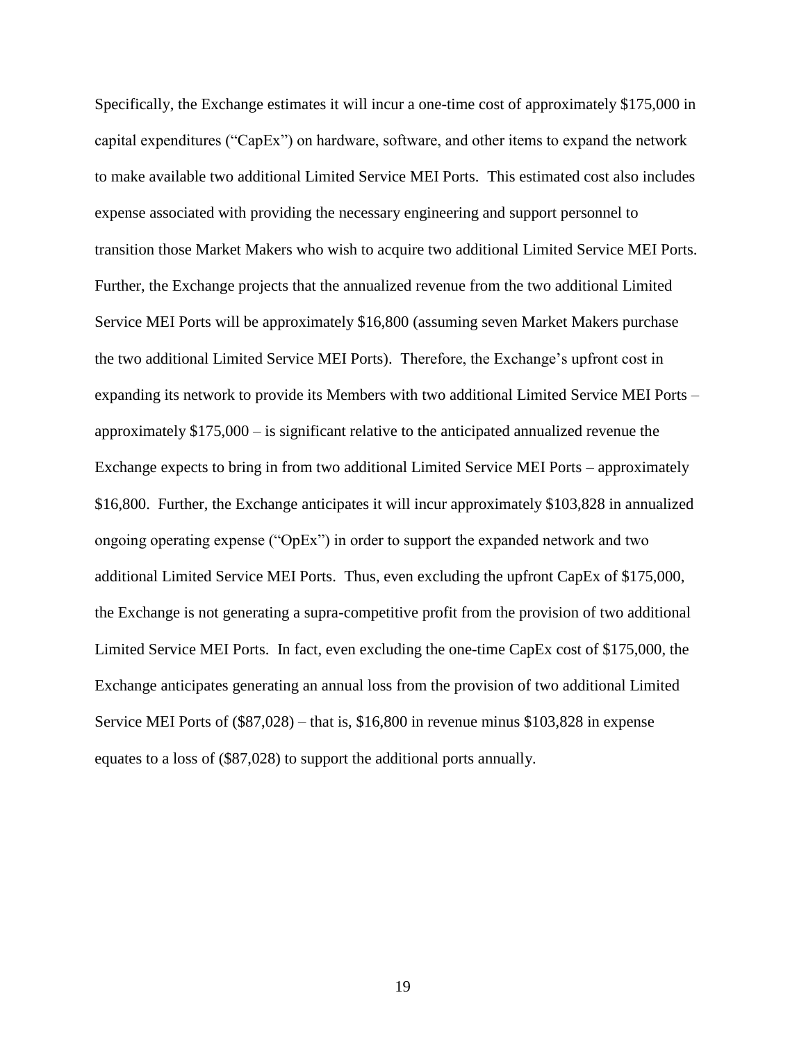Specifically, the Exchange estimates it will incur a one-time cost of approximately $175,000 in capital expenditures ("CapEx") on hardware, software, and other items to expand the network to make available two additional Limited Service MEI Ports. This estimated cost also includes expense associated with providing the necessary engineering and support personnel to transition those Market Makers who wish to acquire two additional Limited Service MEI Ports. Further, the Exchange projects that the annualized revenue from the two additional Limited Service MEI Ports will be approximately $16,800 (assuming seven Market Makers purchase the two additional Limited Service MEI Ports). Therefore, the Exchange's upfront cost in expanding its network to provide its Members with two additional Limited Service MEI Ports – approximately $175,000 – is significant relative to the anticipated annualized revenue the Exchange expects to bring in from two additional Limited Service MEI Ports – approximately $16,800. Further, the Exchange anticipates it will incur approximately $103,828 in annualized ongoing operating expense ("OpEx") in order to support the expanded network and two additional Limited Service MEI Ports. Thus, even excluding the upfront CapEx of $175,000, the Exchange is not generating a supra-competitive profit from the provision of two additional Limited Service MEI Ports. In fact, even excluding the one-time CapEx cost of $175,000, the Exchange anticipates generating an annual loss from the provision of two additional Limited Service MEI Ports of ($87,028) – that is, $16,800 in revenue minus $103,828 in expense equates to a loss of ($87,028) to support the additional ports annually.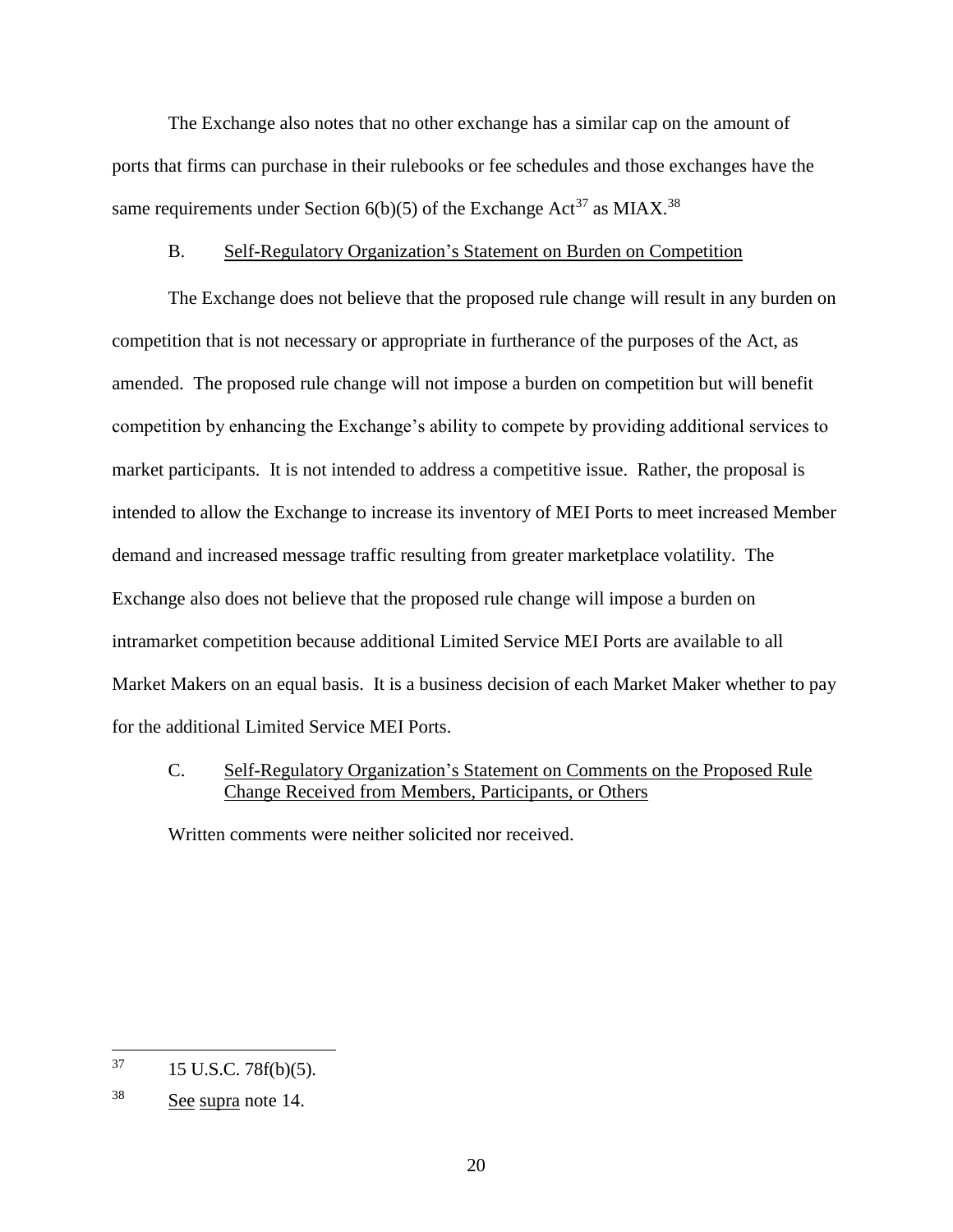The Exchange also notes that no other exchange has a similar cap on the amount of ports that firms can purchase in their rulebooks or fee schedules and those exchanges have the same requirements under Section 6(b)(5) of the Exchange Act[37] as MIAX.[38]

B. Self-Regulatory Organization's Statement on Burden on Competition

The Exchange does not believe that the proposed rule change will result in any burden on competition that is not necessary or appropriate in furtherance of the purposes of the Act, as amended. The proposed rule change will not impose a burden on competition but will benefit competition by enhancing the Exchange's ability to compete by providing additional services to market participants. It is not intended to address a competitive issue. Rather, the proposal is intended to allow the Exchange to increase its inventory of MEI Ports to meet increased Member demand and increased message traffic resulting from greater marketplace volatility. The Exchange also does not believe that the proposed rule change will impose a burden on intramarket competition because additional Limited Service MEI Ports are available to all Market Makers on an equal basis. It is a business decision of each Market Maker whether to pay for the additional Limited Service MEI Ports.

C. Self-Regulatory Organization's Statement on Comments on the Proposed Rule Change Received from Members, Participants, or Others

Written comments were neither solicited nor received.

---

[37] 15 U.S.C. 78f(b)(5).

[38] See supra note 14.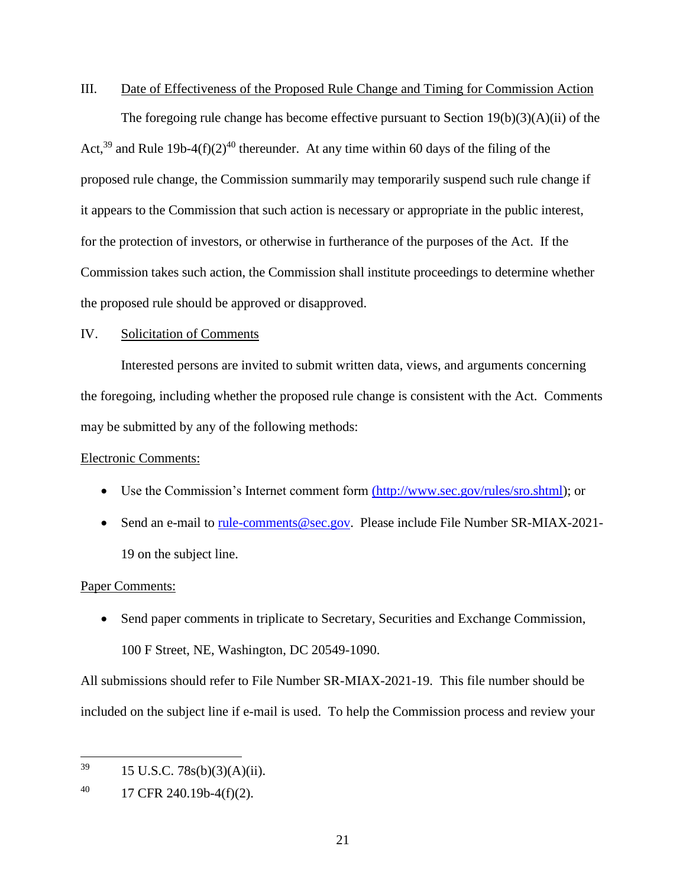## III. Date of Effectiveness of the Proposed Rule Change and Timing for Commission Action

The foregoing rule change has become effective pursuant to Section 19(b)(3)(A)(ii) of the Act,[39] and Rule 19b-4(f)(2)[40] thereunder. At any time within 60 days of the filing of the proposed rule change, the Commission summarily may temporarily suspend such rule change if it appears to the Commission that such action is necessary or appropriate in the public interest, for the protection of investors, or otherwise in furtherance of the purposes of the Act. If the Commission takes such action, the Commission shall institute proceedings to determine whether the proposed rule should be approved or disapproved.

## IV. Solicitation of Comments

Interested persons are invited to submit written data, views, and arguments concerning the foregoing, including whether the proposed rule change is consistent with the Act. Comments may be submitted by any of the following methods:

Electronic Comments:

- Use the Commission's Internet comment form (http://www.sec.gov/rules/sro.shtml); or
- Send an e-mail to rule-comments@sec.gov. Please include File Number SR-MIAX-2021-19 on the subject line.

Paper Comments:

- Send paper comments in triplicate to Secretary, Securities and Exchange Commission, 100 F Street, NE, Washington, DC 20549-1090.

All submissions should refer to File Number SR-MIAX-2021-19. This file number should be included on the subject line if e-mail is used. To help the Commission process and review your

---

[39] 15 U.S.C. 78s(b)(3)(A)(ii).

[40] 17 CFR 240.19b-4(f)(2).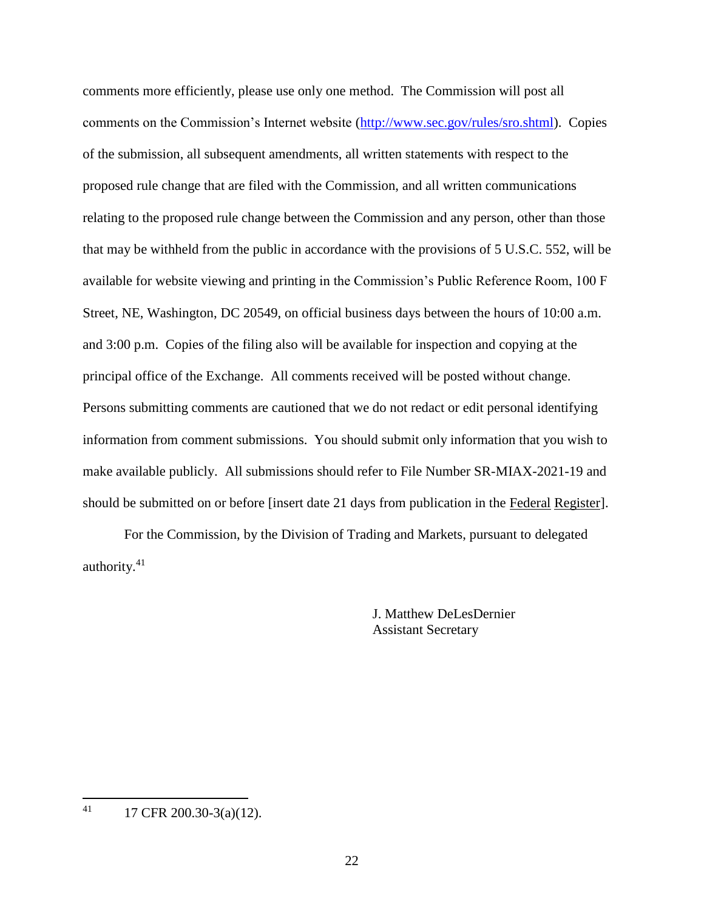comments more efficiently, please use only one method. The Commission will post all comments on the Commission's Internet website (http://www.sec.gov/rules/sro.shtml). Copies of the submission, all subsequent amendments, all written statements with respect to the proposed rule change that are filed with the Commission, and all written communications relating to the proposed rule change between the Commission and any person, other than those that may be withheld from the public in accordance with the provisions of 5 U.S.C. 552, will be available for website viewing and printing in the Commission's Public Reference Room, 100 F Street, NE, Washington, DC 20549, on official business days between the hours of 10:00 a.m. and 3:00 p.m. Copies of the filing also will be available for inspection and copying at the principal office of the Exchange. All comments received will be posted without change. Persons submitting comments are cautioned that we do not redact or edit personal identifying information from comment submissions. You should submit only information that you wish to make available publicly. All submissions should refer to File Number SR-MIAX-2021-19 and should be submitted on or before [insert date 21 days from publication in the Federal Register].

For the Commission, by the Division of Trading and Markets, pursuant to delegated authority.[41]

J. Matthew DeLesDernier
Assistant Secretary

---

41 17 CFR 200.30-3(a)(12).